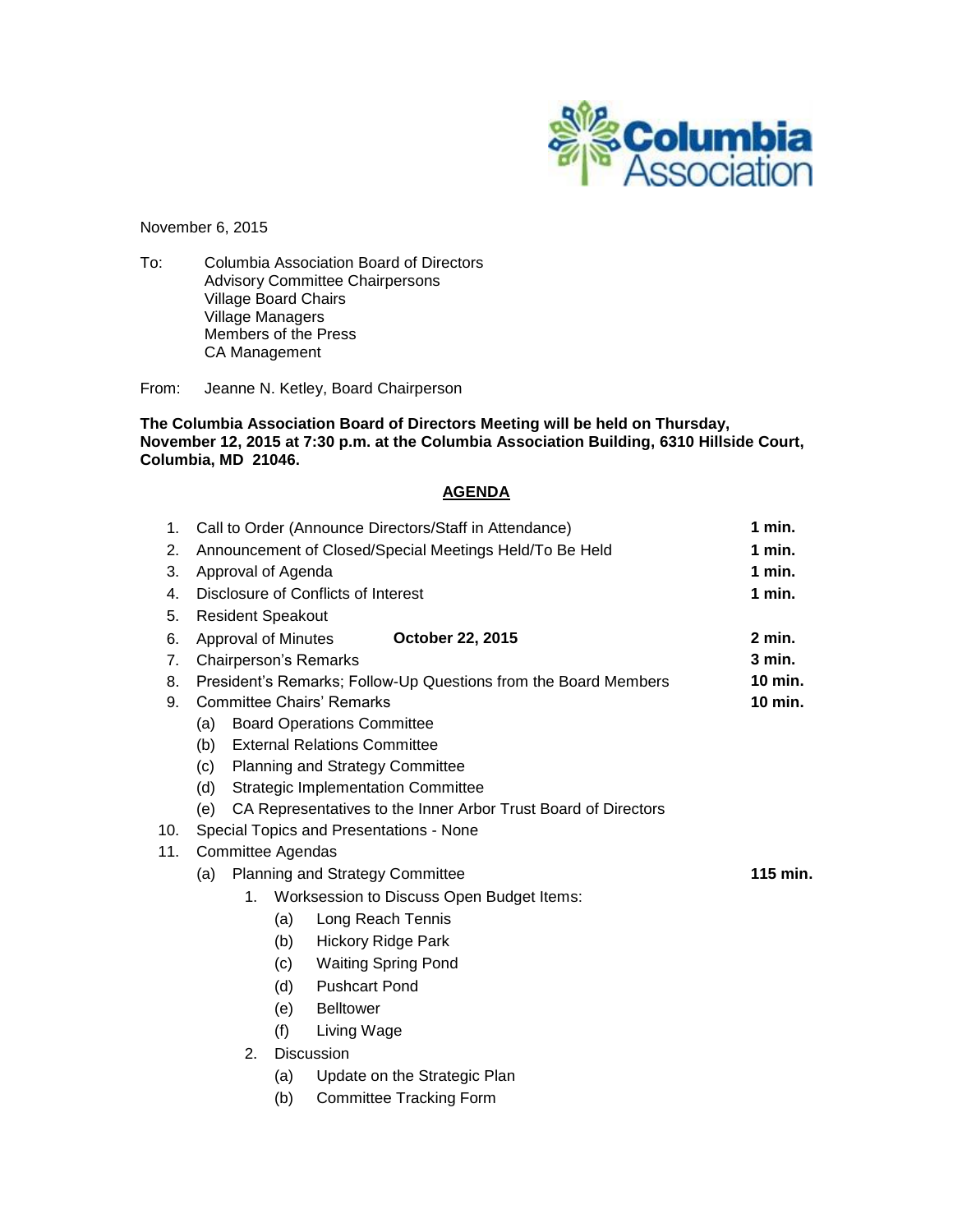Columbia Association

November 6, 2015

To: Columbia Association Board of Directors
Advisory Committee Chairpersons
Village Board Chairs
Village Managers
Members of the Press
CA Management

From: Jeanne N. Ketley, Board Chairperson

**The Columbia Association Board of Directors Meeting will be held on Thursday, November 12, 2015 at 7:30 p.m. at the Columbia Association Building, 6310 Hillside Court, Columbia, MD 21046.**

## AGENDA

1. Call to Order (Announce Directors/Staff in Attendance) **1 min.**
2. Announcement of Closed/Special Meetings Held/To Be Held **1 min.**
3. Approval of Agenda **1 min.**
4. Disclosure of Conflicts of Interest **1 min.**
5. Resident Speakout
6. Approval of Minutes **October 22, 2015** **2 min.**
7. Chairperson's Remarks **3 min.**
8. President's Remarks; Follow-Up Questions from the Board Members **10 min.**
9. Committee Chairs' Remarks **10 min.**
   - (a) Board Operations Committee
   - (b) External Relations Committee
   - (c) Planning and Strategy Committee
   - (d) Strategic Implementation Committee
   - (e) CA Representatives to the Inner Arbor Trust Board of Directors
10. Special Topics and Presentations - None
11. Committee Agendas
    - (a) Planning and Strategy Committee **115 min.**
      1. Worksession to Discuss Open Budget Items:
         - (a) Long Reach Tennis
         - (b) Hickory Ridge Park
         - (c) Waiting Spring Pond
         - (d) Pushcart Pond
         - (e) Belltower
         - (f) Living Wage
      2. Discussion
         - (a) Update on the Strategic Plan
         - (b) Committee Tracking Form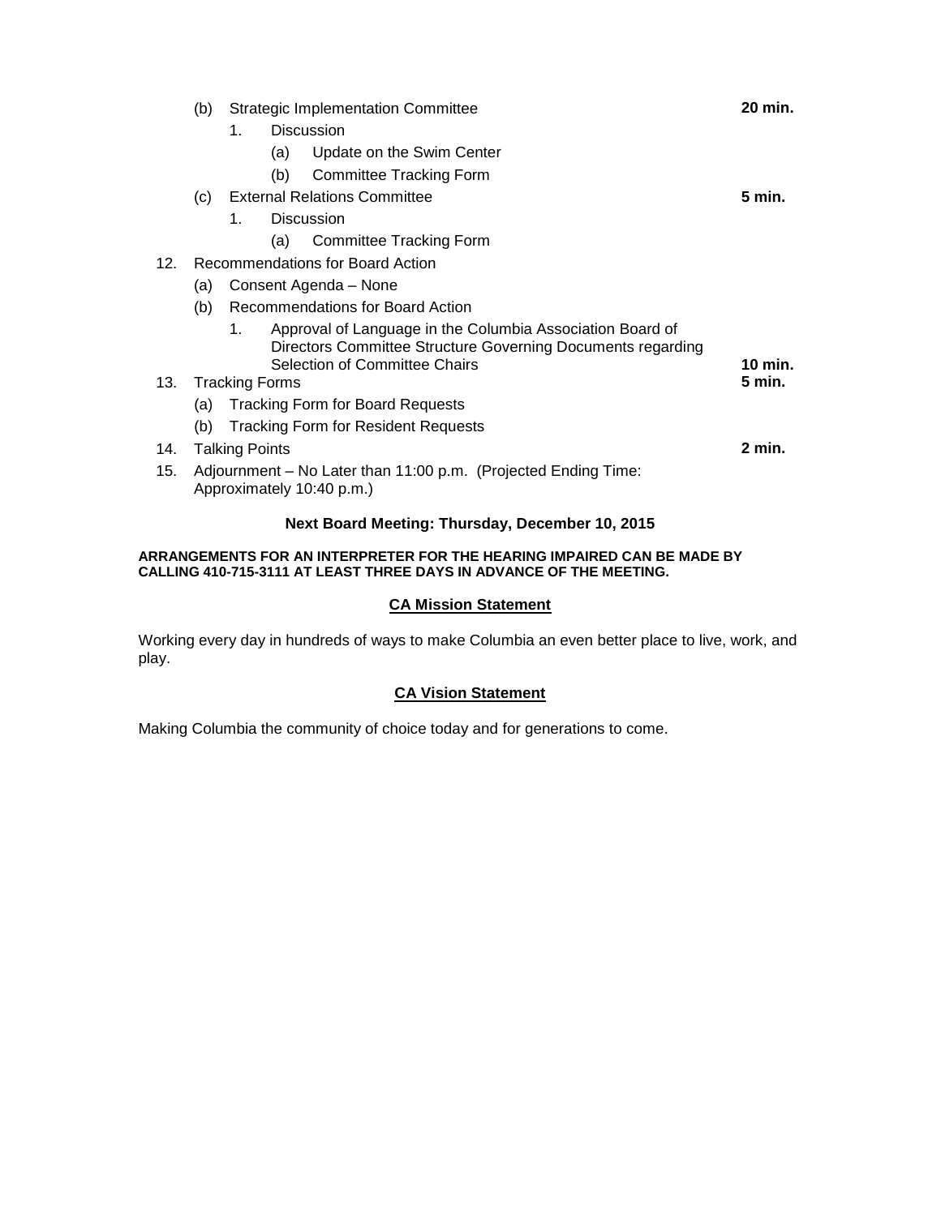- (b) Strategic Implementation Committee **20 min.**
     1. Discussion
        - (a) Update on the Swim Center
        - (b) Committee Tracking Form
   - (c) External Relations Committee **5 min.**
     1. Discussion
        - (a) Committee Tracking Form

12. Recommendations for Board Action
    - (a) Consent Agenda – None
    - (b) Recommendations for Board Action
      1. Approval of Language in the Columbia Association Board of Directors Committee Structure Governing Documents regarding Selection of Committee Chairs **10 min.**
13. Tracking Forms **5 min.**
    - (a) Tracking Form for Board Requests
    - (b) Tracking Form for Resident Requests
14. Talking Points **2 min.**
15. Adjournment – No Later than 11:00 p.m. (Projected Ending Time: Approximately 10:40 p.m.)

**Next Board Meeting: Thursday, December 10, 2015**

**ARRANGEMENTS FOR AN INTERPRETER FOR THE HEARING IMPAIRED CAN BE MADE BY CALLING 410-715-3111 AT LEAST THREE DAYS IN ADVANCE OF THE MEETING.**

**CA Mission Statement**

Working every day in hundreds of ways to make Columbia an even better place to live, work, and play.

**CA Vision Statement**

Making Columbia the community of choice today and for generations to come.